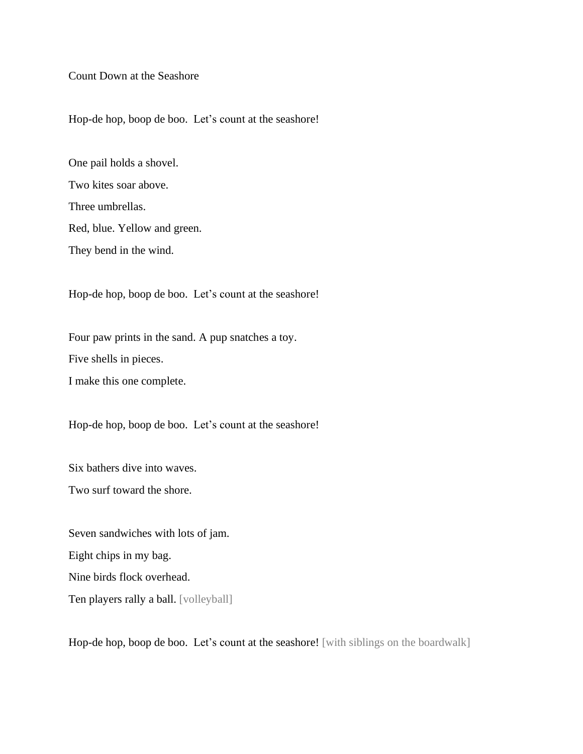Count Down at the Seashore

Hop-de hop, boop de boo.  Let's count at the seashore!

One pail holds a shovel.

Two kites soar above.

Three umbrellas.

Red, blue. Yellow and green.

They bend in the wind.

Hop-de hop, boop de boo.  Let's count at the seashore!

Four paw prints in the sand. A pup snatches a toy.

Five shells in pieces.

I make this one complete.

Hop-de hop, boop de boo.  Let's count at the seashore!

Six bathers dive into waves.

Two surf toward the shore.

Seven sandwiches with lots of jam.

Eight chips in my bag.

Nine birds flock overhead.

Ten players rally a ball. [volleyball]

Hop-de hop, boop de boo.  Let's count at the seashore! [with siblings on the boardwalk]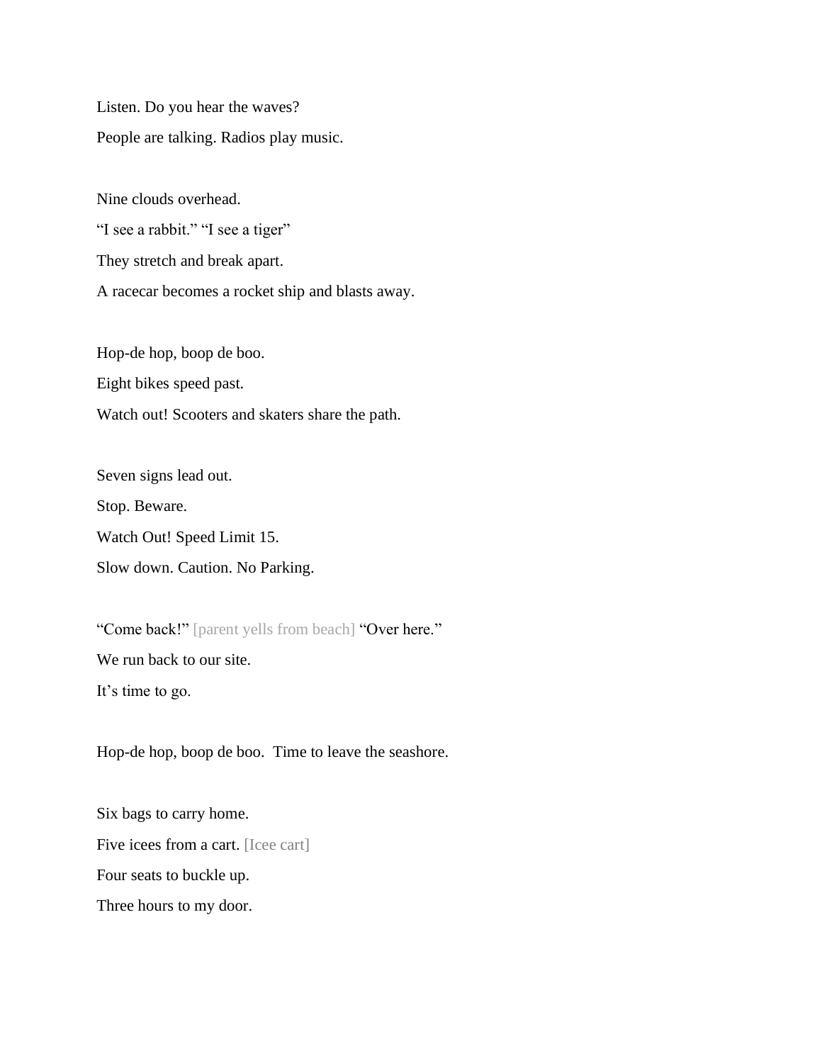Listen. Do you hear the waves?

People are talking. Radios play music.

Nine clouds overhead.

"I see a rabbit." "I see a tiger"

They stretch and break apart.

A racecar becomes a rocket ship and blasts away.

Hop-de hop, boop de boo.

Eight bikes speed past.

Watch out! Scooters and skaters share the path.

Seven signs lead out.

Stop. Beware.

Watch Out! Speed Limit 15.

Slow down. Caution. No Parking.

"Come back!" [parent yells from beach] "Over here."

We run back to our site.

It's time to go.

Hop-de hop, boop de boo.  Time to leave the seashore.

Six bags to carry home.

Five icees from a cart. [Icee cart]

Four seats to buckle up.

Three hours to my door.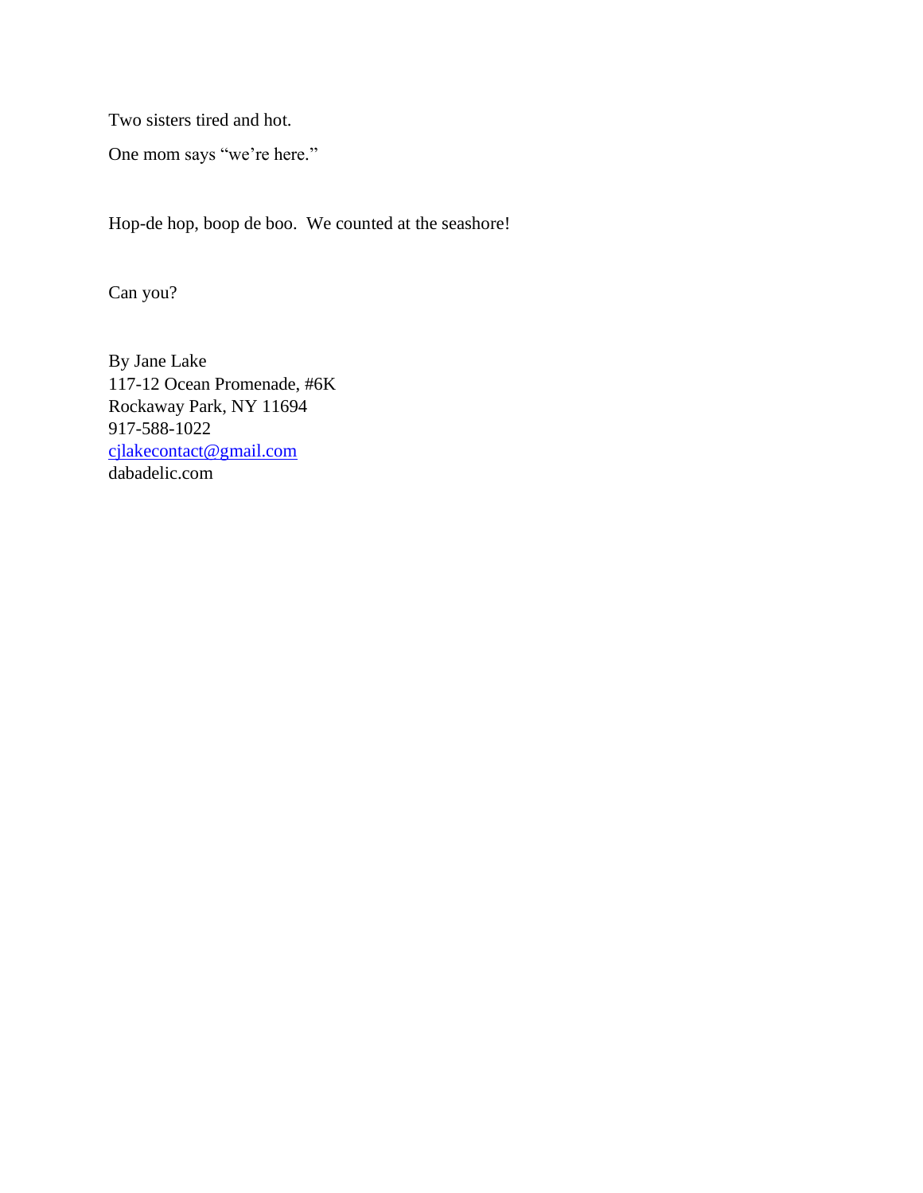Two sisters tired and hot.

One mom says "we're here."

Hop-de hop, boop de boo.  We counted at the seashore!

Can you?

By Jane Lake
117-12 Ocean Promenade, #6K
Rockaway Park, NY 11694
917-588-1022
cjlakecontact@gmail.com
dabadelic.com